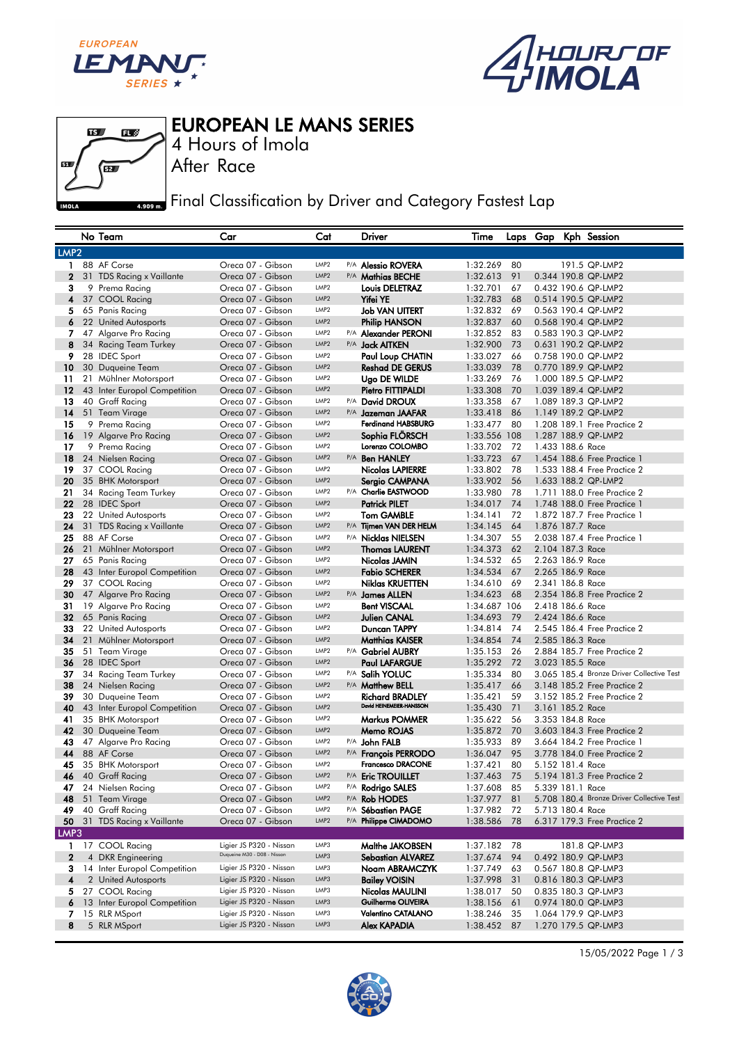# EUROPEAN LE MANS SERIES

4 Hours of Imola

After Race

## Final Classification by Driver and Category Fastest Lap

| | No | Team | Car | Cat | | Driver | Time | Laps | Gap | Kph | Session |
|---|---|---|---|---|---|---|---|---|---|---|---|
| **LMP2** | | | | | | | | | | | |
| 1 | 88 | AF Corse | Oreca 07 - Gibson | LMP2 | P/A | **Alessio ROVERA** | 1:32.269 | 80 | | 191.5 | QP-LMP2 |
| 2 | 31 | TDS Racing x Vaillante | Oreca 07 - Gibson | LMP2 | P/A | **Mathias BECHE** | 1:32.613 | 91 | 0.344 | 190.8 | QP-LMP2 |
| 3 | 9 | Prema Racing | Oreca 07 - Gibson | LMP2 | | **Louis DELETRAZ** | 1:32.701 | 67 | 0.432 | 190.6 | QP-LMP2 |
| 4 | 37 | COOL Racing | Oreca 07 - Gibson | LMP2 | | **Yifei YE** | 1:32.783 | 68 | 0.514 | 190.5 | QP-LMP2 |
| 5 | 65 | Panis Racing | Oreca 07 - Gibson | LMP2 | | **Job VAN UITERT** | 1:32.832 | 69 | 0.563 | 190.4 | QP-LMP2 |
| 6 | 22 | United Autosports | Oreca 07 - Gibson | LMP2 | | **Philip HANSON** | 1:32.837 | 60 | 0.568 | 190.4 | QP-LMP2 |
| 7 | 47 | Algarve Pro Racing | Oreca 07 - Gibson | LMP2 | P/A | **Alexander PERONI** | 1:32.852 | 83 | 0.583 | 190.3 | QP-LMP2 |
| 8 | 34 | Racing Team Turkey | Oreca 07 - Gibson | LMP2 | P/A | **Jack AITKEN** | 1:32.900 | 73 | 0.631 | 190.2 | QP-LMP2 |
| 9 | 28 | IDEC Sport | Oreca 07 - Gibson | LMP2 | | **Paul Loup CHATIN** | 1:33.027 | 66 | 0.758 | 190.0 | QP-LMP2 |
| 10 | 30 | Duqueine Team | Oreca 07 - Gibson | LMP2 | | **Reshad DE GERUS** | 1:33.039 | 78 | 0.770 | 189.9 | QP-LMP2 |
| 11 | 21 | Mühlner Motorsport | Oreca 07 - Gibson | LMP2 | | **Ugo DE WILDE** | 1:33.269 | 76 | 1.000 | 189.5 | QP-LMP2 |
| 12 | 43 | Inter Europol Competition | Oreca 07 - Gibson | LMP2 | | **Pietro FITTIPALDI** | 1:33.308 | 70 | 1.039 | 189.4 | QP-LMP2 |
| 13 | 40 | Graff Racing | Oreca 07 - Gibson | LMP2 | P/A | **David DROUX** | 1:33.358 | 67 | 1.089 | 189.3 | QP-LMP2 |
| 14 | 51 | Team Virage | Oreca 07 - Gibson | LMP2 | P/A | **Jazeman JAAFAR** | 1:33.418 | 86 | 1.149 | 189.2 | QP-LMP2 |
| 15 | 9 | Prema Racing | Oreca 07 - Gibson | LMP2 | | **Ferdinand HABSBURG** | 1:33.477 | 80 | 1.208 | 189.1 | Free Practice 2 |
| 16 | 19 | Algarve Pro Racing | Oreca 07 - Gibson | LMP2 | | **Sophia FLÖRSCH** | 1:33.556 | 108 | 1.287 | 188.9 | QP-LMP2 |
| 17 | 9 | Prema Racing | Oreca 07 - Gibson | LMP2 | | **Lorenzo COLOMBO** | 1:33.702 | 72 | 1.433 | 188.6 | Race |
| 18 | 24 | Nielsen Racing | Oreca 07 - Gibson | LMP2 | P/A | **Ben HANLEY** | 1:33.723 | 67 | 1.454 | 188.6 | Free Practice 1 |
| 19 | 37 | COOL Racing | Oreca 07 - Gibson | LMP2 | | **Nicolas LAPIERRE** | 1:33.802 | 78 | 1.533 | 188.4 | Free Practice 2 |
| 20 | 35 | BHK Motorsport | Oreca 07 - Gibson | LMP2 | | **Sergio CAMPANA** | 1:33.902 | 56 | 1.633 | 188.2 | QP-LMP2 |
| 21 | 34 | Racing Team Turkey | Oreca 07 - Gibson | LMP2 | P/A | **Charlie EASTWOOD** | 1:33.980 | 78 | 1.711 | 188.0 | Free Practice 2 |
| 22 | 28 | IDEC Sport | Oreca 07 - Gibson | LMP2 | | **Patrick PILET** | 1:34.017 | 74 | 1.748 | 188.0 | Free Practice 1 |
| 23 | 22 | United Autosports | Oreca 07 - Gibson | LMP2 | | **Tom GAMBLE** | 1:34.141 | 72 | 1.872 | 187.7 | Free Practice 1 |
| 24 | 31 | TDS Racing x Vaillante | Oreca 07 - Gibson | LMP2 | P/A | **Tijmen VAN DER HELM** | 1:34.145 | 64 | 1.876 | 187.7 | Race |
| 25 | 88 | AF Corse | Oreca 07 - Gibson | LMP2 | P/A | **Nicklas NIELSEN** | 1:34.307 | 55 | 2.038 | 187.4 | Free Practice 1 |
| 26 | 21 | Mühlner Motorsport | Oreca 07 - Gibson | LMP2 | | **Thomas LAURENT** | 1:34.373 | 62 | 2.104 | 187.3 | Race |
| 27 | 65 | Panis Racing | Oreca 07 - Gibson | LMP2 | | **Nicolas JAMIN** | 1:34.532 | 65 | 2.263 | 186.9 | Race |
| 28 | 43 | Inter Europol Competition | Oreca 07 - Gibson | LMP2 | | **Fabio SCHERER** | 1:34.534 | 67 | 2.265 | 186.9 | Race |
| 29 | 37 | COOL Racing | Oreca 07 - Gibson | LMP2 | | **Niklas KRUETTEN** | 1:34.610 | 69 | 2.341 | 186.8 | Race |
| 30 | 47 | Algarve Pro Racing | Oreca 07 - Gibson | LMP2 | P/A | **James ALLEN** | 1:34.623 | 68 | 2.354 | 186.8 | Free Practice 2 |
| 31 | 19 | Algarve Pro Racing | Oreca 07 - Gibson | LMP2 | | **Bent VISCAAL** | 1:34.687 | 106 | 2.418 | 186.6 | Race |
| 32 | 65 | Panis Racing | Oreca 07 - Gibson | LMP2 | | **Julien CANAL** | 1:34.693 | 79 | 2.424 | 186.6 | Race |
| 33 | 22 | United Autosports | Oreca 07 - Gibson | LMP2 | | **Duncan TAPPY** | 1:34.814 | 74 | 2.545 | 186.4 | Free Practice 2 |
| 34 | 21 | Mühlner Motorsport | Oreca 07 - Gibson | LMP2 | | **Matthias KAISER** | 1:34.854 | 74 | 2.585 | 186.3 | Race |
| 35 | 51 | Team Virage | Oreca 07 - Gibson | LMP2 | P/A | **Gabriel AUBRY** | 1:35.153 | 26 | 2.884 | 185.7 | Free Practice 2 |
| 36 | 28 | IDEC Sport | Oreca 07 - Gibson | LMP2 | | **Paul LAFARGUE** | 1:35.292 | 72 | 3.023 | 185.5 | Race |
| 37 | 34 | Racing Team Turkey | Oreca 07 - Gibson | LMP2 | P/A | **Salih YOLUC** | 1:35.334 | 80 | 3.065 | 185.4 | Bronze Driver Collective Test |
| 38 | 24 | Nielsen Racing | Oreca 07 - Gibson | LMP2 | P/A | **Matthew BELL** | 1:35.417 | 66 | 3.148 | 185.2 | Free Practice 2 |
| 39 | 30 | Duqueine Team | Oreca 07 - Gibson | LMP2 | | **Richard BRADLEY** | 1:35.421 | 59 | 3.152 | 185.2 | Free Practice 2 |
| 40 | 43 | Inter Europol Competition | Oreca 07 - Gibson | LMP2 | | **David HEINEMEIER-HANSSON** | 1:35.430 | 71 | 3.161 | 185.2 | Race |
| 41 | 35 | BHK Motorsport | Oreca 07 - Gibson | LMP2 | | **Markus POMMER** | 1:35.622 | 56 | 3.353 | 184.8 | Race |
| 42 | 30 | Duqueine Team | Oreca 07 - Gibson | LMP2 | | **Memo ROJAS** | 1:35.872 | 70 | 3.603 | 184.3 | Free Practice 2 |
| 43 | 47 | Algarve Pro Racing | Oreca 07 - Gibson | LMP2 | P/A | **John FALB** | 1:35.933 | 89 | 3.664 | 184.2 | Free Practice 1 |
| 44 | 88 | AF Corse | Oreca 07 - Gibson | LMP2 | P/A | **François PERRODO** | 1:36.047 | 95 | 3.778 | 184.0 | Free Practice 2 |
| 45 | 35 | BHK Motorsport | Oreca 07 - Gibson | LMP2 | | **Francesco DRACONE** | 1:37.421 | 80 | 5.152 | 181.4 | Race |
| 46 | 40 | Graff Racing | Oreca 07 - Gibson | LMP2 | P/A | **Eric TROUILLET** | 1:37.463 | 75 | 5.194 | 181.3 | Free Practice 2 |
| 47 | 24 | Nielsen Racing | Oreca 07 - Gibson | LMP2 | P/A | **Rodrigo SALES** | 1:37.608 | 85 | 5.339 | 181.1 | Race |
| 48 | 51 | Team Virage | Oreca 07 - Gibson | LMP2 | P/A | **Rob HODES** | 1:37.977 | 81 | 5.708 | 180.4 | Bronze Driver Collective Test |
| 49 | 40 | Graff Racing | Oreca 07 - Gibson | LMP2 | P/A | **Sébastien PAGE** | 1:37.982 | 72 | 5.713 | 180.4 | Race |
| 50 | 31 | TDS Racing x Vaillante | Oreca 07 - Gibson | LMP2 | P/A | **Philippe CIMADOMO** | 1:38.586 | 78 | 6.317 | 179.3 | Free Practice 2 |
| **LMP3** | | | | | | | | | | | |
| 1 | 17 | COOL Racing | Ligier JS P320 - Nissan | LMP3 | | **Malthe JAKOBSEN** | 1:37.182 | 78 | | 181.8 | QP-LMP3 |
| 2 | 4 | DKR Engineering | Duqueine M30 - D08 - Nissan | LMP3 | | **Sebastian ALVAREZ** | 1:37.674 | 94 | 0.492 | 180.9 | QP-LMP3 |
| 3 | 14 | Inter Europol Competition | Ligier JS P320 - Nissan | LMP3 | | **Noam ABRAMCZYK** | 1:37.749 | 63 | 0.567 | 180.8 | QP-LMP3 |
| 4 | 2 | United Autosports | Ligier JS P320 - Nissan | LMP3 | | **Bailey VOISIN** | 1:37.998 | 31 | 0.816 | 180.3 | QP-LMP3 |
| 5 | 27 | COOL Racing | Ligier JS P320 - Nissan | LMP3 | | **Nicolas MAULINI** | 1:38.017 | 50 | 0.835 | 180.3 | QP-LMP3 |
| 6 | 13 | Inter Europol Competition | Ligier JS P320 - Nissan | LMP3 | | **Guilherme OLIVEIRA** | 1:38.156 | 61 | 0.974 | 180.0 | QP-LMP3 |
| 7 | 15 | RLR MSport | Ligier JS P320 - Nissan | LMP3 | | **Valentino CATALANO** | 1:38.246 | 35 | 1.064 | 179.9 | QP-LMP3 |
| 8 | 5 | RLR MSport | Ligier JS P320 - Nissan | LMP3 | | **Alex KAPADIA** | 1:38.452 | 87 | 1.270 | 179.5 | QP-LMP3 |

15/05/2022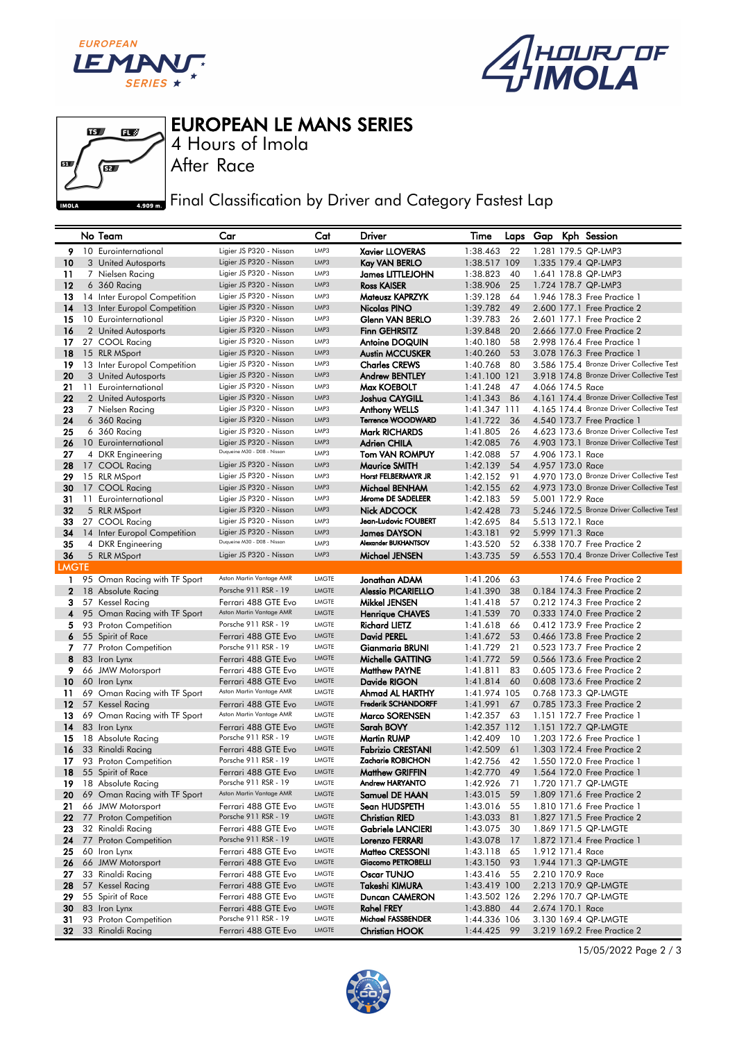# EUROPEAN LE MANS SERIES

4 Hours of Imola

After Race

Final Classification by Driver and Category Fastest Lap

| | No | Team | Car | Cat | Driver | Time | Laps | Gap | Kph | Session |
|---|---|---|---|---|---|---|---|---|---|---|
| 9 | 10 | Eurointernational | Ligier JS P320 - Nissan | LMP3 | Xavier LLOVERAS | 1:38.463 | 22 | 1.281 | 179.5 | QP-LMP3 |
| 10 | 3 | United Autosports | Ligier JS P320 - Nissan | LMP3 | Kay VAN BERLO | 1:38.517 | 109 | 1.335 | 179.4 | QP-LMP3 |
| 11 | 7 | Nielsen Racing | Ligier JS P320 - Nissan | LMP3 | James LITTLEJOHN | 1:38.823 | 40 | 1.641 | 178.8 | QP-LMP3 |
| 12 | 6 | 360 Racing | Ligier JS P320 - Nissan | LMP3 | Ross KAISER | 1:38.906 | 25 | 1.724 | 178.7 | QP-LMP3 |
| 13 | 14 | Inter Europol Competition | Ligier JS P320 - Nissan | LMP3 | Mateusz KAPRZYK | 1:39.128 | 64 | 1.946 | 178.3 | Free Practice 1 |
| 14 | 13 | Inter Europol Competition | Ligier JS P320 - Nissan | LMP3 | Nicolas PINO | 1:39.782 | 49 | 2.600 | 177.1 | Free Practice 2 |
| 15 | 10 | Eurointernational | Ligier JS P320 - Nissan | LMP3 | Glenn VAN BERLO | 1:39.783 | 26 | 2.601 | 177.1 | Free Practice 2 |
| 16 | 2 | United Autosports | Ligier JS P320 - Nissan | LMP3 | Finn GEHRSITZ | 1:39.848 | 20 | 2.666 | 177.0 | Free Practice 2 |
| 17 | 27 | COOL Racing | Ligier JS P320 - Nissan | LMP3 | Antoine DOQUIN | 1:40.180 | 58 | 2.998 | 176.4 | Free Practice 1 |
| 18 | 15 | RLR MSport | Ligier JS P320 - Nissan | LMP3 | Austin MCCUSKER | 1:40.260 | 53 | 3.078 | 176.3 | Free Practice 1 |
| 19 | 13 | Inter Europol Competition | Ligier JS P320 - Nissan | LMP3 | Charles CREWS | 1:40.768 | 80 | 3.586 | 175.4 | Bronze Driver Collective Test |
| 20 | 3 | United Autosports | Ligier JS P320 - Nissan | LMP3 | Andrew BENTLEY | 1:41.100 | 121 | 3.918 | 174.8 | Bronze Driver Collective Test |
| 21 | 11 | Eurointernational | Ligier JS P320 - Nissan | LMP3 | Max KOEBOLT | 1:41.248 | 47 | 4.066 | 174.5 | Race |
| 22 | 2 | United Autosports | Ligier JS P320 - Nissan | LMP3 | Joshua CAYGILL | 1:41.343 | 86 | 4.161 | 174.4 | Bronze Driver Collective Test |
| 23 | 7 | Nielsen Racing | Ligier JS P320 - Nissan | LMP3 | Anthony WELLS | 1:41.347 | 111 | 4.165 | 174.4 | Bronze Driver Collective Test |
| 24 | 6 | 360 Racing | Ligier JS P320 - Nissan | LMP3 | Terrence WOODWARD | 1:41.722 | 36 | 4.540 | 173.7 | Free Practice 1 |
| 25 | 6 | 360 Racing | Ligier JS P320 - Nissan | LMP3 | Mark RICHARDS | 1:41.805 | 26 | 4.623 | 173.6 | Bronze Driver Collective Test |
| 26 | 10 | Eurointernational | Ligier JS P320 - Nissan | LMP3 | Adrien CHILA | 1:42.085 | 76 | 4.903 | 173.1 | Bronze Driver Collective Test |
| 27 | 4 | DKR Engineering | Duqueine M30 - D08 - Nissan | LMP3 | Tom VAN ROMPUY | 1:42.088 | 57 | 4.906 | 173.1 | Race |
| 28 | 17 | COOL Racing | Ligier JS P320 - Nissan | LMP3 | Maurice SMITH | 1:42.139 | 54 | 4.957 | 173.0 | Race |
| 29 | 15 | RLR MSport | Ligier JS P320 - Nissan | LMP3 | Horst FELBERMAYR JR | 1:42.152 | 91 | 4.970 | 173.0 | Bronze Driver Collective Test |
| 30 | 17 | COOL Racing | Ligier JS P320 - Nissan | LMP3 | Michael BENHAM | 1:42.155 | 62 | 4.973 | 173.0 | Bronze Driver Collective Test |
| 31 | 11 | Eurointernational | Ligier JS P320 - Nissan | LMP3 | Jérome DE SADELEER | 1:42.183 | 59 | 5.001 | 172.9 | Race |
| 32 | 5 | RLR MSport | Ligier JS P320 - Nissan | LMP3 | Nick ADCOCK | 1:42.428 | 73 | 5.246 | 172.5 | Bronze Driver Collective Test |
| 33 | 27 | COOL Racing | Ligier JS P320 - Nissan | LMP3 | Jean-Ludovic FOUBERT | 1:42.695 | 84 | 5.513 | 172.1 | Race |
| 34 | 14 | Inter Europol Competition | Ligier JS P320 - Nissan | LMP3 | James DAYSON | 1:43.181 | 92 | 5.999 | 171.3 | Race |
| 35 | 4 | DKR Engineering | Duqueine M30 - D08 - Nissan | LMP3 | Alexander BUKHANTSOV | 1:43.520 | 52 | 6.338 | 170.7 | Free Practice 2 |
| 36 | 5 | RLR MSport | Ligier JS P320 - Nissan | LMP3 | Michael JENSEN | 1:43.735 | 59 | 6.553 | 170.4 | Bronze Driver Collective Test |
| **LMGTE** | | | | | | | | | | |
| 1 | 95 | Oman Racing with TF Sport | Aston Martin Vantage AMR | LMGTE | Jonathan ADAM | 1:41.206 | 63 | | 174.6 | Free Practice 2 |
| 2 | 18 | Absolute Racing | Porsche 911 RSR - 19 | LMGTE | Alessio PICARIELLO | 1:41.390 | 38 | 0.184 | 174.3 | Free Practice 2 |
| 3 | 57 | Kessel Racing | Ferrari 488 GTE Evo | LMGTE | Mikkel JENSEN | 1:41.418 | 57 | 0.212 | 174.3 | Free Practice 2 |
| 4 | 95 | Oman Racing with TF Sport | Aston Martin Vantage AMR | LMGTE | Henrique CHAVES | 1:41.539 | 70 | 0.333 | 174.0 | Free Practice 2 |
| 5 | 93 | Proton Competition | Porsche 911 RSR - 19 | LMGTE | Richard LIETZ | 1:41.618 | 66 | 0.412 | 173.9 | Free Practice 2 |
| 6 | 55 | Spirit of Race | Ferrari 488 GTE Evo | LMGTE | David PEREL | 1:41.672 | 53 | 0.466 | 173.8 | Free Practice 2 |
| 7 | 77 | Proton Competition | Porsche 911 RSR - 19 | LMGTE | Gianmaria BRUNI | 1:41.729 | 21 | 0.523 | 173.7 | Free Practice 2 |
| 8 | 83 | Iron Lynx | Ferrari 488 GTE Evo | LMGTE | Michelle GATTING | 1:41.772 | 59 | 0.566 | 173.6 | Free Practice 2 |
| 9 | 66 | JMW Motorsport | Ferrari 488 GTE Evo | LMGTE | Matthew PAYNE | 1:41.811 | 83 | 0.605 | 173.6 | Free Practice 2 |
| 10 | 60 | Iron Lynx | Ferrari 488 GTE Evo | LMGTE | Davide RIGON | 1:41.814 | 60 | 0.608 | 173.6 | Free Practice 2 |
| 11 | 69 | Oman Racing with TF Sport | Aston Martin Vantage AMR | LMGTE | Ahmad AL HARTHY | 1:41.974 | 105 | 0.768 | 173.3 | QP-LMGTE |
| 12 | 57 | Kessel Racing | Ferrari 488 GTE Evo | LMGTE | Frederik SCHANDORFF | 1:41.991 | 67 | 0.785 | 173.3 | Free Practice 2 |
| 13 | 69 | Oman Racing with TF Sport | Aston Martin Vantage AMR | LMGTE | Marco SORENSEN | 1:42.357 | 63 | 1.151 | 172.7 | Free Practice 1 |
| 14 | 83 | Iron Lynx | Ferrari 488 GTE Evo | LMGTE | Sarah BOVY | 1:42.357 | 112 | 1.151 | 172.7 | QP-LMGTE |
| 15 | 18 | Absolute Racing | Porsche 911 RSR - 19 | LMGTE | Martin RUMP | 1:42.409 | 10 | 1.203 | 172.6 | Free Practice 1 |
| 16 | 33 | Rinaldi Racing | Ferrari 488 GTE Evo | LMGTE | Fabrizio CRESTANI | 1:42.509 | 61 | 1.303 | 172.4 | Free Practice 2 |
| 17 | 93 | Proton Competition | Porsche 911 RSR - 19 | LMGTE | Zacharie ROBICHON | 1:42.756 | 42 | 1.550 | 172.0 | Free Practice 1 |
| 18 | 55 | Spirit of Race | Ferrari 488 GTE Evo | LMGTE | Matthew GRIFFIN | 1:42.770 | 49 | 1.564 | 172.0 | Free Practice 1 |
| 19 | 18 | Absolute Racing | Porsche 911 RSR - 19 | LMGTE | Andrew HARYANTO | 1:42.926 | 71 | 1.720 | 171.7 | QP-LMGTE |
| 20 | 69 | Oman Racing with TF Sport | Aston Martin Vantage AMR | LMGTE | Samuel DE HAAN | 1:43.015 | 59 | 1.809 | 171.6 | Free Practice 2 |
| 21 | 66 | JMW Motorsport | Ferrari 488 GTE Evo | LMGTE | Sean HUDSPETH | 1:43.016 | 55 | 1.810 | 171.6 | Free Practice 1 |
| 22 | 77 | Proton Competition | Porsche 911 RSR - 19 | LMGTE | Christian RIED | 1:43.033 | 81 | 1.827 | 171.5 | Free Practice 2 |
| 23 | 32 | Rinaldi Racing | Ferrari 488 GTE Evo | LMGTE | Gabriele LANCIERI | 1:43.075 | 30 | 1.869 | 171.5 | QP-LMGTE |
| 24 | 77 | Proton Competition | Porsche 911 RSR - 19 | LMGTE | Lorenzo FERRARI | 1:43.078 | 17 | 1.872 | 171.4 | Free Practice 1 |
| 25 | 60 | Iron Lynx | Ferrari 488 GTE Evo | LMGTE | Matteo CRESSONI | 1:43.118 | 65 | 1.912 | 171.4 | Race |
| 26 | 66 | JMW Motorsport | Ferrari 488 GTE Evo | LMGTE | Giacomo PETROBELLI | 1:43.150 | 93 | 1.944 | 171.3 | QP-LMGTE |
| 27 | 33 | Rinaldi Racing | Ferrari 488 GTE Evo | LMGTE | Oscar TUNJO | 1:43.416 | 55 | 2.210 | 170.9 | Race |
| 28 | 57 | Kessel Racing | Ferrari 488 GTE Evo | LMGTE | Takeshi KIMURA | 1:43.419 | 100 | 2.213 | 170.9 | QP-LMGTE |
| 29 | 55 | Spirit of Race | Ferrari 488 GTE Evo | LMGTE | Duncan CAMERON | 1:43.502 | 126 | 2.296 | 170.7 | QP-LMGTE |
| 30 | 83 | Iron Lynx | Ferrari 488 GTE Evo | LMGTE | Rahel FREY | 1:43.880 | 44 | 2.674 | 170.1 | Race |
| 31 | 93 | Proton Competition | Porsche 911 RSR - 19 | LMGTE | Michael FASSBENDER | 1:44.336 | 106 | 3.130 | 169.4 | QP-LMGTE |
| 32 | 33 | Rinaldi Racing | Ferrari 488 GTE Evo | LMGTE | Christian HOOK | 1:44.425 | 99 | 3.219 | 169.2 | Free Practice 2 |

15/05/2022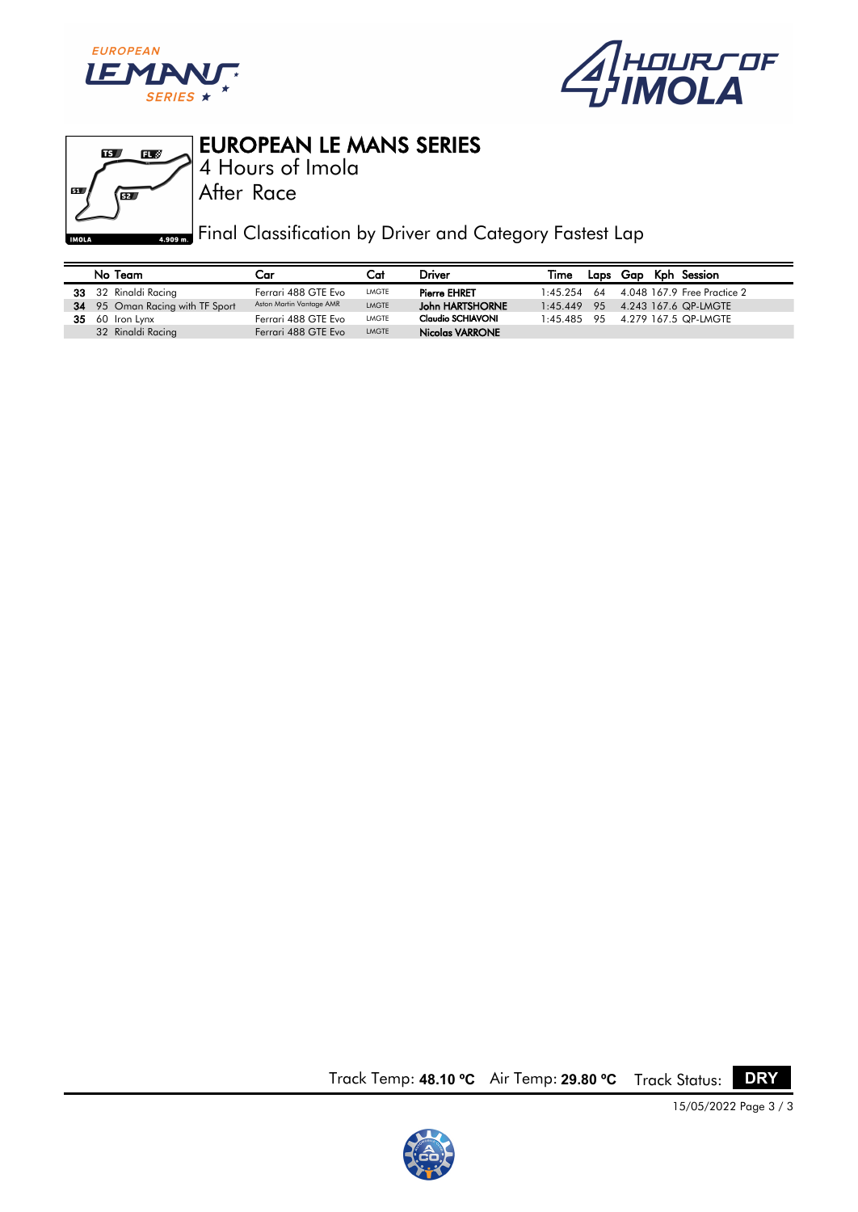# EUROPEAN LE MANS SERIES

4 Hours of Imola

After Race

Final Classification by Driver and Category Fastest Lap

| | No | Team | Car | Cat | Driver | Time | Laps | Gap | Kph | Session |
|---|---|---|---|---|---|---|---|---|---|---|
| **33** | 32 | Rinaldi Racing | Ferrari 488 GTE Evo | LMGTE | Pierre EHRET | 1:45.254 | 64 | 4.048 | 167.9 | Free Practice 2 |
| **34** | 95 | Oman Racing with TF Sport | Aston Martin Vantage AMR | LMGTE | John HARTSHORNE | 1:45.449 | 95 | 4.243 | 167.6 | QP-LMGTE |
| **35** | 60 | Iron Lynx | Ferrari 488 GTE Evo | LMGTE | Claudio SCHIAVONI | 1:45.485 | 95 | 4.279 | 167.5 | QP-LMGTE |
| | 32 | Rinaldi Racing | Ferrari 488 GTE Evo | LMGTE | Nicolas VARRONE | | | | | |

Track Temp: **48.10 ºC** Air Temp: **29.80 ºC** Track Status: **DRY**

15/05/2022